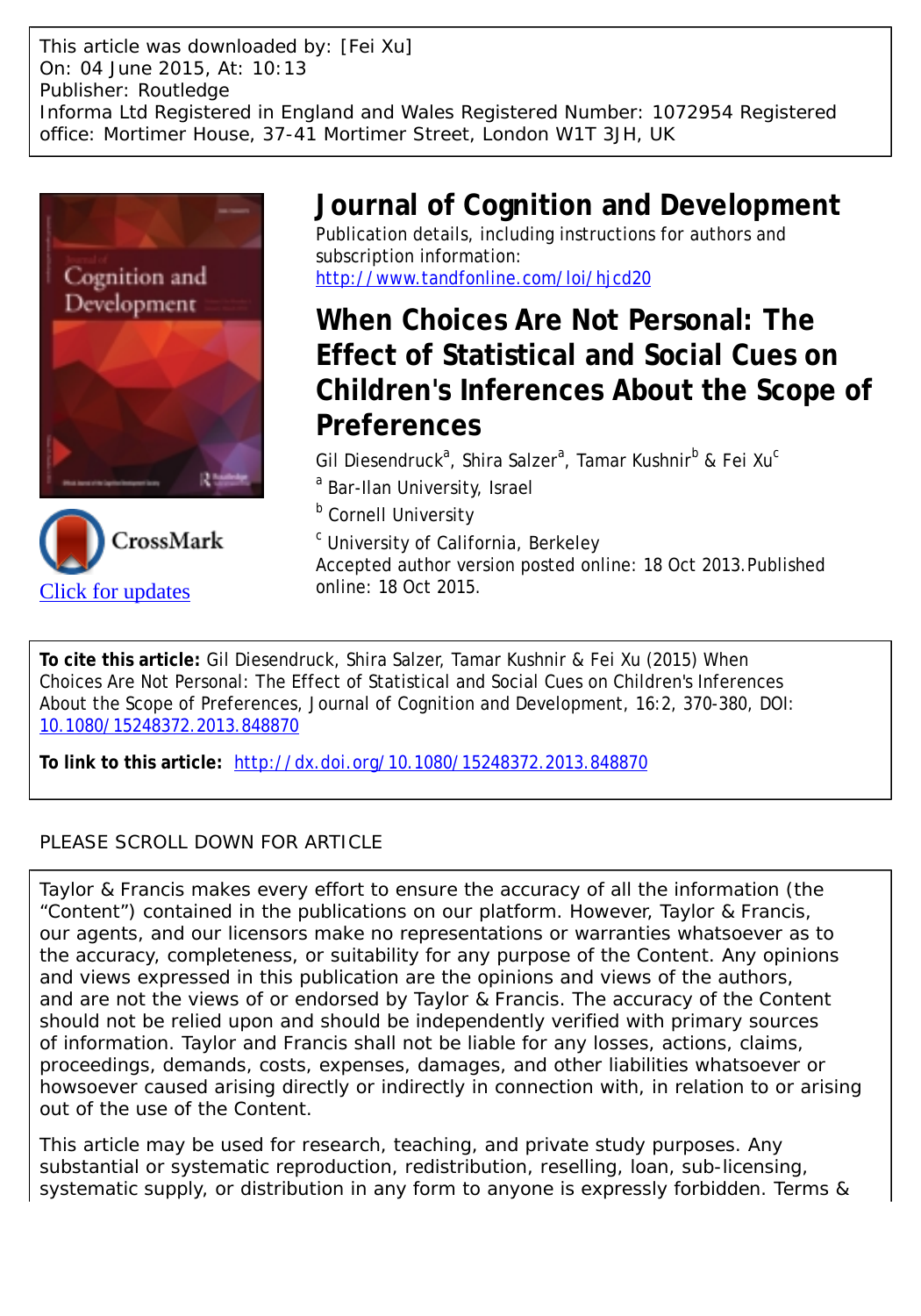This article was downloaded by: [Fei Xu]
On: 04 June 2015, At: 10:13
Publisher: Routledge
Informa Ltd Registered in England and Wales Registered Number: 1072954 Registered office: Mortimer House, 37-41 Mortimer Street, London W1T 3JH, UK

# Journal of Cognition and Development

Publication details, including instructions for authors and subscription information:
http://www.tandfonline.com/loi/hjcd20

## When Choices Are Not Personal: The Effect of Statistical and Social Cues on Children's Inferences About the Scope of Preferences

Gil Diesendruck[a], Shira Salzer[a], Tamar Kushnir[b] & Fei Xu[c]

[a] Bar-Ilan University, Israel

[b] Cornell University

[c] University of California, Berkeley

Accepted author version posted online: 18 Oct 2013. Published online: 18 Oct 2015.

Click for updates

**To cite this article:** Gil Diesendruck, Shira Salzer, Tamar Kushnir & Fei Xu (2015) When Choices Are Not Personal: The Effect of Statistical and Social Cues on Children's Inferences About the Scope of Preferences, Journal of Cognition and Development, 16:2, 370-380, DOI: 10.1080/15248372.2013.848870

**To link to this article:** http://dx.doi.org/10.1080/15248372.2013.848870

PLEASE SCROLL DOWN FOR ARTICLE

Taylor & Francis makes every effort to ensure the accuracy of all the information (the "Content") contained in the publications on our platform. However, Taylor & Francis, our agents, and our licensors make no representations or warranties whatsoever as to the accuracy, completeness, or suitability for any purpose of the Content. Any opinions and views expressed in this publication are the opinions and views of the authors, and are not the views of or endorsed by Taylor & Francis. The accuracy of the Content should not be relied upon and should be independently verified with primary sources of information. Taylor and Francis shall not be liable for any losses, actions, claims, proceedings, demands, costs, expenses, damages, and other liabilities whatsoever or howsoever caused arising directly or indirectly in connection with, in relation to or arising out of the use of the Content.

This article may be used for research, teaching, and private study purposes. Any substantial or systematic reproduction, redistribution, reselling, loan, sub-licensing, systematic supply, or distribution in any form to anyone is expressly forbidden. Terms &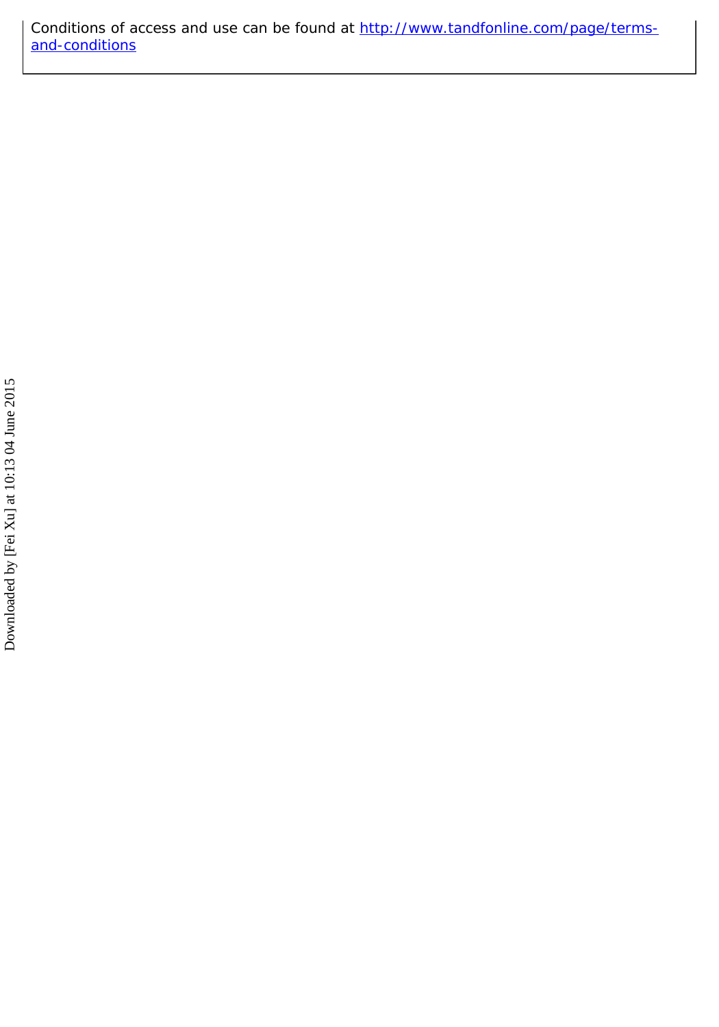Conditions of access and use can be found at [http://www.tandfonline.com/page/terms-and-conditions](http://www.tandfonline.com/page/terms-and-conditions)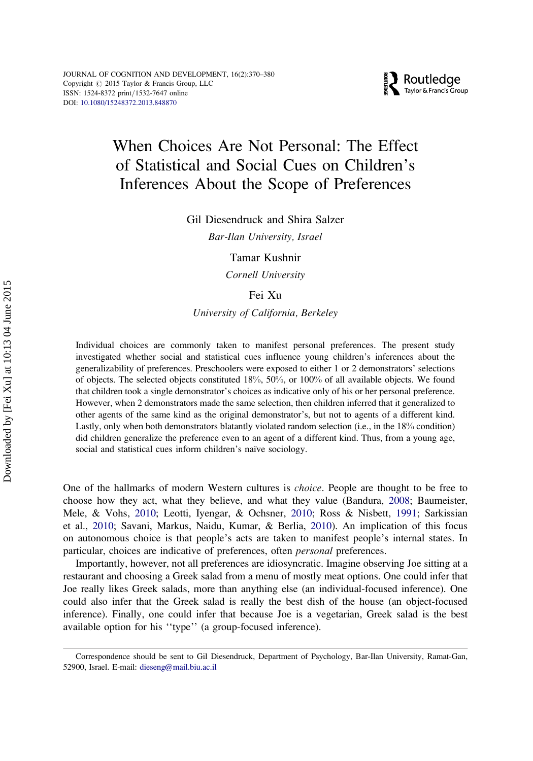# When Choices Are Not Personal: The Effect of Statistical and Social Cues on Children's Inferences About the Scope of Preferences

Gil Diesendruck and Shira Salzer

*Bar-Ilan University, Israel*

Tamar Kushnir

*Cornell University*

Fei Xu

*University of California, Berkeley*

Individual choices are commonly taken to manifest personal preferences. The present study investigated whether social and statistical cues influence young children's inferences about the generalizability of preferences. Preschoolers were exposed to either 1 or 2 demonstrators' selections of objects. The selected objects constituted 18%, 50%, or 100% of all available objects. We found that children took a single demonstrator's choices as indicative only of his or her personal preference. However, when 2 demonstrators made the same selection, then children inferred that it generalized to other agents of the same kind as the original demonstrator's, but not to agents of a different kind. Lastly, only when both demonstrators blatantly violated random selection (i.e., in the 18% condition) did children generalize the preference even to an agent of a different kind. Thus, from a young age, social and statistical cues inform children's naïve sociology.

One of the hallmarks of modern Western cultures is *choice*. People are thought to be free to choose how they act, what they believe, and what they value (Bandura, 2008; Baumeister, Mele, & Vohs, 2010; Leotti, Iyengar, & Ochsner, 2010; Ross & Nisbett, 1991; Sarkissian et al., 2010; Savani, Markus, Naidu, Kumar, & Berlia, 2010). An implication of this focus on autonomous choice is that people's acts are taken to manifest people's internal states. In particular, choices are indicative of preferences, often *personal* preferences.

Importantly, however, not all preferences are idiosyncratic. Imagine observing Joe sitting at a restaurant and choosing a Greek salad from a menu of mostly meat options. One could infer that Joe really likes Greek salads, more than anything else (an individual-focused inference). One could also infer that the Greek salad is really the best dish of the house (an object-focused inference). Finally, one could infer that because Joe is a vegetarian, Greek salad is the best available option for his "type" (a group-focused inference).

Correspondence should be sent to Gil Diesendruck, Department of Psychology, Bar-Ilan University, Ramat-Gan, 52900, Israel. E-mail: dieseng@mail.biu.ac.il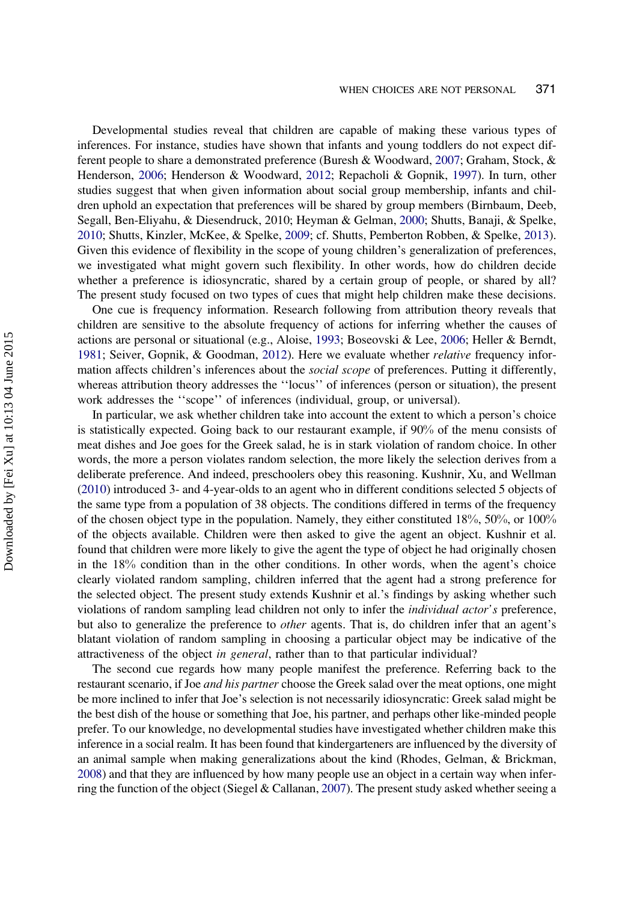Developmental studies reveal that children are capable of making these various types of inferences. For instance, studies have shown that infants and young toddlers do not expect different people to share a demonstrated preference (Buresh & Woodward, 2007; Graham, Stock, & Henderson, 2006; Henderson & Woodward, 2012; Repacholi & Gopnik, 1997). In turn, other studies suggest that when given information about social group membership, infants and children uphold an expectation that preferences will be shared by group members (Birnbaum, Deeb, Segall, Ben-Eliyahu, & Diesendruck, 2010; Heyman & Gelman, 2000; Shutts, Banaji, & Spelke, 2010; Shutts, Kinzler, McKee, & Spelke, 2009; cf. Shutts, Pemberton Robben, & Spelke, 2013). Given this evidence of flexibility in the scope of young children's generalization of preferences, we investigated what might govern such flexibility. In other words, how do children decide whether a preference is idiosyncratic, shared by a certain group of people, or shared by all? The present study focused on two types of cues that might help children make these decisions.

One cue is frequency information. Research following from attribution theory reveals that children are sensitive to the absolute frequency of actions for inferring whether the causes of actions are personal or situational (e.g., Aloise, 1993; Boseovski & Lee, 2006; Heller & Berndt, 1981; Seiver, Gopnik, & Goodman, 2012). Here we evaluate whether *relative* frequency information affects children's inferences about the *social scope* of preferences. Putting it differently, whereas attribution theory addresses the ''locus'' of inferences (person or situation), the present work addresses the ''scope'' of inferences (individual, group, or universal).

In particular, we ask whether children take into account the extent to which a person's choice is statistically expected. Going back to our restaurant example, if 90% of the menu consists of meat dishes and Joe goes for the Greek salad, he is in stark violation of random choice. In other words, the more a person violates random selection, the more likely the selection derives from a deliberate preference. And indeed, preschoolers obey this reasoning. Kushnir, Xu, and Wellman (2010) introduced 3- and 4-year-olds to an agent who in different conditions selected 5 objects of the same type from a population of 38 objects. The conditions differed in terms of the frequency of the chosen object type in the population. Namely, they either constituted 18%, 50%, or 100% of the objects available. Children were then asked to give the agent an object. Kushnir et al. found that children were more likely to give the agent the type of object he had originally chosen in the 18% condition than in the other conditions. In other words, when the agent's choice clearly violated random sampling, children inferred that the agent had a strong preference for the selected object. The present study extends Kushnir et al.'s findings by asking whether such violations of random sampling lead children not only to infer the *individual actor's* preference, but also to generalize the preference to *other* agents. That is, do children infer that an agent's blatant violation of random sampling in choosing a particular object may be indicative of the attractiveness of the object *in general*, rather than to that particular individual?

The second cue regards how many people manifest the preference. Referring back to the restaurant scenario, if Joe *and his partner* choose the Greek salad over the meat options, one might be more inclined to infer that Joe's selection is not necessarily idiosyncratic: Greek salad might be the best dish of the house or something that Joe, his partner, and perhaps other like-minded people prefer. To our knowledge, no developmental studies have investigated whether children make this inference in a social realm. It has been found that kindergarteners are influenced by the diversity of an animal sample when making generalizations about the kind (Rhodes, Gelman, & Brickman, 2008) and that they are influenced by how many people use an object in a certain way when inferring the function of the object (Siegel & Callanan, 2007). The present study asked whether seeing a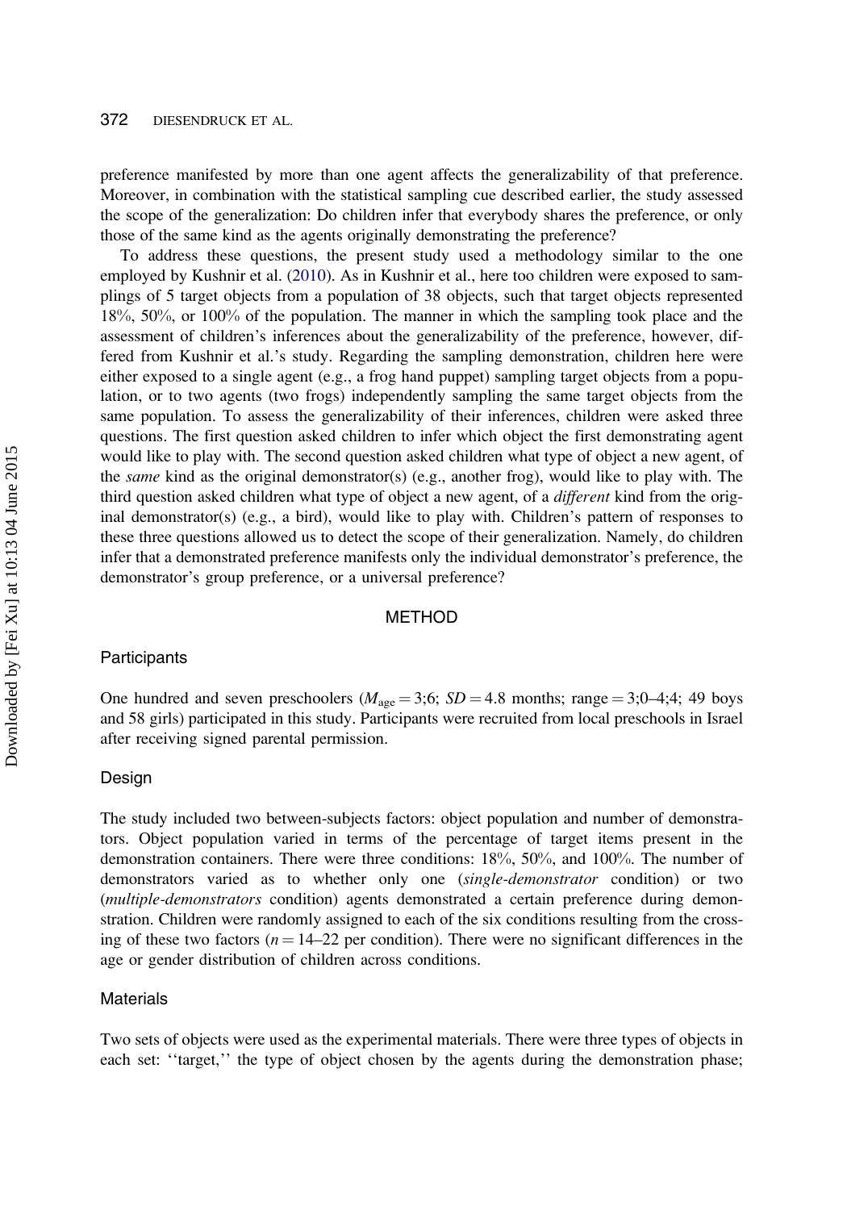preference manifested by more than one agent affects the generalizability of that preference. Moreover, in combination with the statistical sampling cue described earlier, the study assessed the scope of the generalization: Do children infer that everybody shares the preference, or only those of the same kind as the agents originally demonstrating the preference?

To address these questions, the present study used a methodology similar to the one employed by Kushnir et al. (2010). As in Kushnir et al., here too children were exposed to samplings of 5 target objects from a population of 38 objects, such that target objects represented 18%, 50%, or 100% of the population. The manner in which the sampling took place and the assessment of children's inferences about the generalizability of the preference, however, differed from Kushnir et al.'s study. Regarding the sampling demonstration, children here were either exposed to a single agent (e.g., a frog hand puppet) sampling target objects from a population, or to two agents (two frogs) independently sampling the same target objects from the same population. To assess the generalizability of their inferences, children were asked three questions. The first question asked children to infer which object the first demonstrating agent would like to play with. The second question asked children what type of object a new agent, of the *same* kind as the original demonstrator(s) (e.g., another frog), would like to play with. The third question asked children what type of object a new agent, of a *different* kind from the original demonstrator(s) (e.g., a bird), would like to play with. Children's pattern of responses to these three questions allowed us to detect the scope of their generalization. Namely, do children infer that a demonstrated preference manifests only the individual demonstrator's preference, the demonstrator's group preference, or a universal preference?

## METHOD

### Participants

One hundred and seven preschoolers ($M_{age} = 3;6$; $SD = 4.8$ months; range = 3;0–4;4; 49 boys and 58 girls) participated in this study. Participants were recruited from local preschools in Israel after receiving signed parental permission.

### Design

The study included two between-subjects factors: object population and number of demonstrators. Object population varied in terms of the percentage of target items present in the demonstration containers. There were three conditions: 18%, 50%, and 100%. The number of demonstrators varied as to whether only one (*single-demonstrator* condition) or two (*multiple-demonstrators* condition) agents demonstrated a certain preference during demonstration. Children were randomly assigned to each of the six conditions resulting from the crossing of these two factors ($n = 14$–$22$ per condition). There were no significant differences in the age or gender distribution of children across conditions.

### Materials

Two sets of objects were used as the experimental materials. There were three types of objects in each set: ''target,'' the type of object chosen by the agents during the demonstration phase;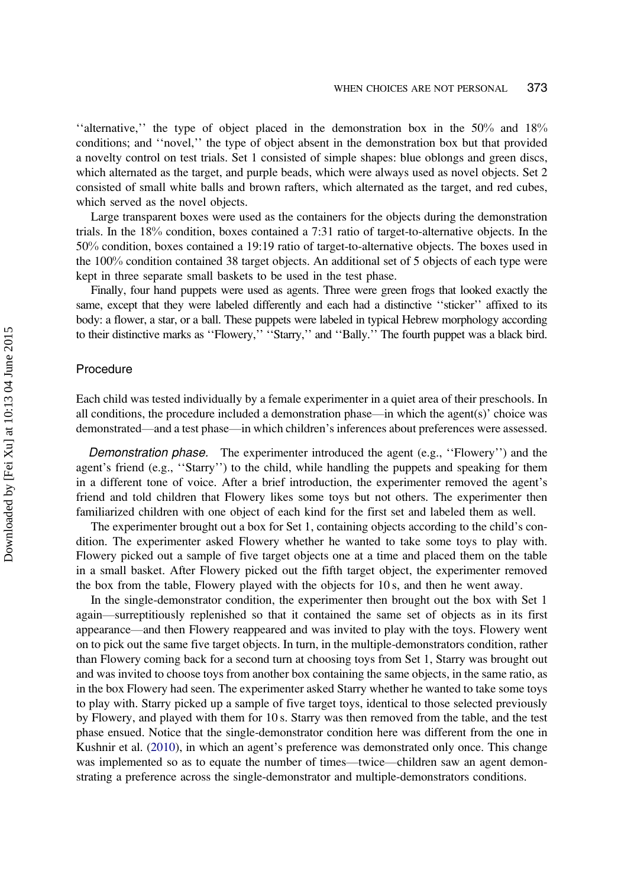''alternative,'' the type of object placed in the demonstration box in the 50% and 18% conditions; and ''novel,'' the type of object absent in the demonstration box but that provided a novelty control on test trials. Set 1 consisted of simple shapes: blue oblongs and green discs, which alternated as the target, and purple beads, which were always used as novel objects. Set 2 consisted of small white balls and brown rafters, which alternated as the target, and red cubes, which served as the novel objects.

Large transparent boxes were used as the containers for the objects during the demonstration trials. In the 18% condition, boxes contained a 7:31 ratio of target-to-alternative objects. In the 50% condition, boxes contained a 19:19 ratio of target-to-alternative objects. The boxes used in the 100% condition contained 38 target objects. An additional set of 5 objects of each type were kept in three separate small baskets to be used in the test phase.

Finally, four hand puppets were used as agents. Three were green frogs that looked exactly the same, except that they were labeled differently and each had a distinctive ''sticker'' affixed to its body: a flower, a star, or a ball. These puppets were labeled in typical Hebrew morphology according to their distinctive marks as ''Flowery,'' ''Starry,'' and ''Bally.'' The fourth puppet was a black bird.

## Procedure

Each child was tested individually by a female experimenter in a quiet area of their preschools. In all conditions, the procedure included a demonstration phase—in which the agent(s)' choice was demonstrated—and a test phase—in which children's inferences about preferences were assessed.

*Demonstration phase.* The experimenter introduced the agent (e.g., ''Flowery'') and the agent's friend (e.g., ''Starry'') to the child, while handling the puppets and speaking for them in a different tone of voice. After a brief introduction, the experimenter removed the agent's friend and told children that Flowery likes some toys but not others. The experimenter then familiarized children with one object of each kind for the first set and labeled them as well.

The experimenter brought out a box for Set 1, containing objects according to the child's condition. The experimenter asked Flowery whether he wanted to take some toys to play with. Flowery picked out a sample of five target objects one at a time and placed them on the table in a small basket. After Flowery picked out the fifth target object, the experimenter removed the box from the table, Flowery played with the objects for 10 s, and then he went away.

In the single-demonstrator condition, the experimenter then brought out the box with Set 1 again—surreptitiously replenished so that it contained the same set of objects as in its first appearance—and then Flowery reappeared and was invited to play with the toys. Flowery went on to pick out the same five target objects. In turn, in the multiple-demonstrators condition, rather than Flowery coming back for a second turn at choosing toys from Set 1, Starry was brought out and was invited to choose toys from another box containing the same objects, in the same ratio, as in the box Flowery had seen. The experimenter asked Starry whether he wanted to take some toys to play with. Starry picked up a sample of five target toys, identical to those selected previously by Flowery, and played with them for 10 s. Starry was then removed from the table, and the test phase ensued. Notice that the single-demonstrator condition here was different from the one in Kushnir et al. (2010), in which an agent's preference was demonstrated only once. This change was implemented so as to equate the number of times—twice—children saw an agent demonstrating a preference across the single-demonstrator and multiple-demonstrators conditions.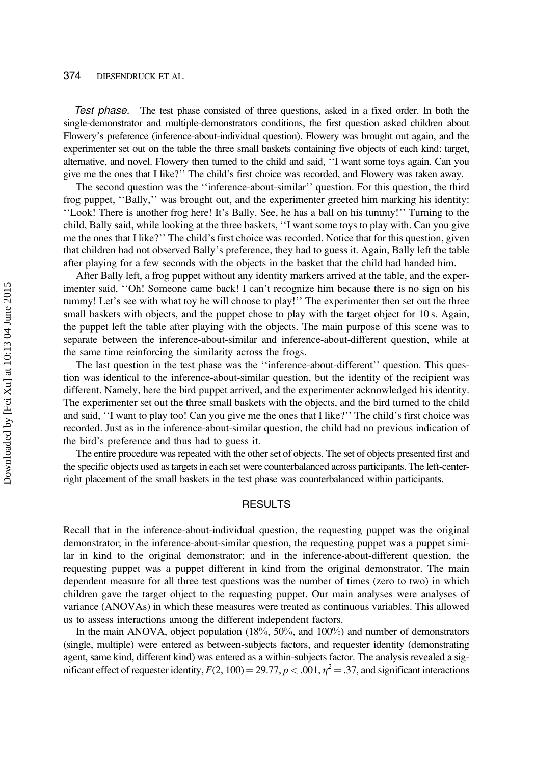*Test phase.* The test phase consisted of three questions, asked in a fixed order. In both the single-demonstrator and multiple-demonstrators conditions, the first question asked children about Flowery's preference (inference-about-individual question). Flowery was brought out again, and the experimenter set out on the table the three small baskets containing five objects of each kind: target, alternative, and novel. Flowery then turned to the child and said, ''I want some toys again. Can you give me the ones that I like?'' The child's first choice was recorded, and Flowery was taken away.

The second question was the ''inference-about-similar'' question. For this question, the third frog puppet, ''Bally,'' was brought out, and the experimenter greeted him marking his identity: ''Look! There is another frog here! It's Bally. See, he has a ball on his tummy!'' Turning to the child, Bally said, while looking at the three baskets, ''I want some toys to play with. Can you give me the ones that I like?'' The child's first choice was recorded. Notice that for this question, given that children had not observed Bally's preference, they had to guess it. Again, Bally left the table after playing for a few seconds with the objects in the basket that the child had handed him.

After Bally left, a frog puppet without any identity markers arrived at the table, and the experimenter said, ''Oh! Someone came back! I can't recognize him because there is no sign on his tummy! Let's see with what toy he will choose to play!'' The experimenter then set out the three small baskets with objects, and the puppet chose to play with the target object for 10 s. Again, the puppet left the table after playing with the objects. The main purpose of this scene was to separate between the inference-about-similar and inference-about-different question, while at the same time reinforcing the similarity across the frogs.

The last question in the test phase was the ''inference-about-different'' question. This question was identical to the inference-about-similar question, but the identity of the recipient was different. Namely, here the bird puppet arrived, and the experimenter acknowledged his identity. The experimenter set out the three small baskets with the objects, and the bird turned to the child and said, ''I want to play too! Can you give me the ones that I like?'' The child's first choice was recorded. Just as in the inference-about-similar question, the child had no previous indication of the bird's preference and thus had to guess it.

The entire procedure was repeated with the other set of objects. The set of objects presented first and the specific objects used as targets in each set were counterbalanced across participants. The left-center-right placement of the small baskets in the test phase was counterbalanced within participants.

## RESULTS

Recall that in the inference-about-individual question, the requesting puppet was the original demonstrator; in the inference-about-similar question, the requesting puppet was a puppet similar in kind to the original demonstrator; and in the inference-about-different question, the requesting puppet was a puppet different in kind from the original demonstrator. The main dependent measure for all three test questions was the number of times (zero to two) in which children gave the target object to the requesting puppet. Our main analyses were analyses of variance (ANOVAs) in which these measures were treated as continuous variables. This allowed us to assess interactions among the different independent factors.

In the main ANOVA, object population (18%, 50%, and 100%) and number of demonstrators (single, multiple) were entered as between-subjects factors, and requester identity (demonstrating agent, same kind, different kind) was entered as a within-subjects factor. The analysis revealed a significant effect of requester identity, $F(2, 100) = 29.77$, $p < .001$, $\eta^2 = .37$, and significant interactions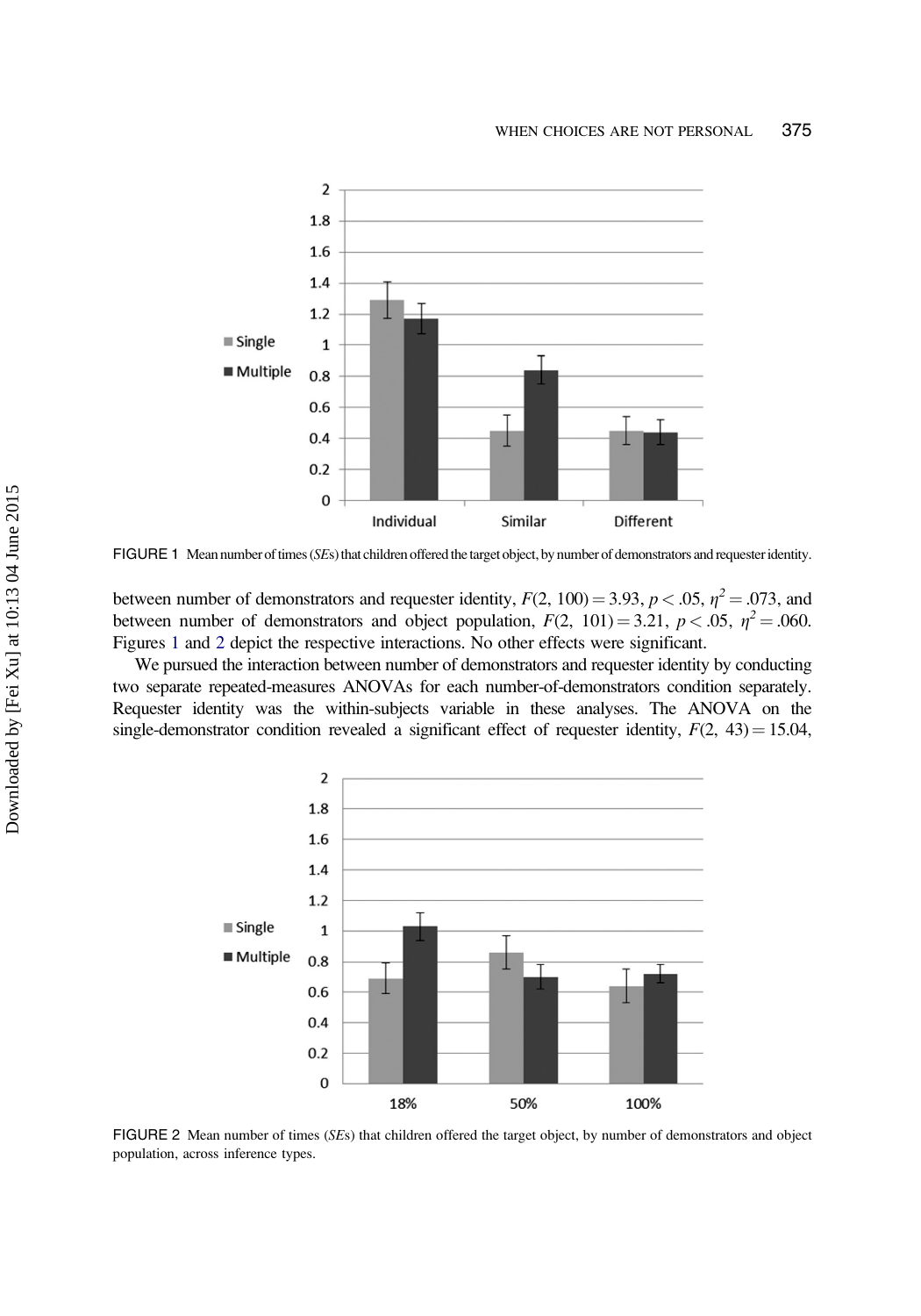FIGURE 1 Mean number of times (*SE*s) that children offered the target object, by number of demonstrators and requester identity.

between number of demonstrators and requester identity, $F(2, 100) = 3.93$, $p < .05$, $\eta^2 = .073$, and between number of demonstrators and object population, $F(2, 101) = 3.21$, $p < .05$, $\eta^2 = .060$. Figures 1 and 2 depict the respective interactions. No other effects were significant.

We pursued the interaction between number of demonstrators and requester identity by conducting two separate repeated-measures ANOVAs for each number-of-demonstrators condition separately. Requester identity was the within-subjects variable in these analyses. The ANOVA on the single-demonstrator condition revealed a significant effect of requester identity, $F(2, 43) = 15.04$,

FIGURE 2 Mean number of times (*SE*s) that children offered the target object, by number of demonstrators and object population, across inference types.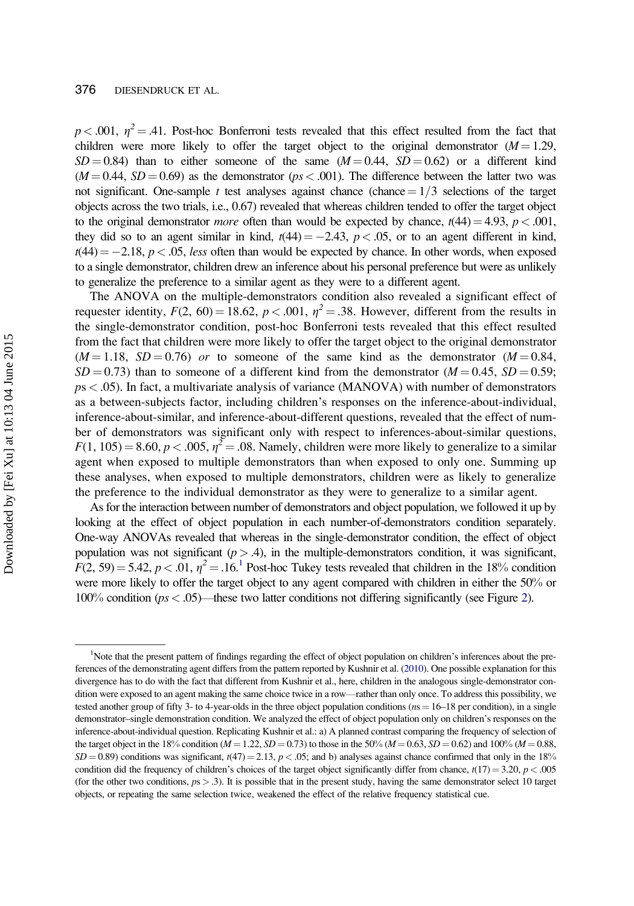$p < .001$, $\eta^2 = .41$. Post-hoc Bonferroni tests revealed that this effect resulted from the fact that children were more likely to offer the target object to the original demonstrator ($M = 1.29$, $SD = 0.84$) than to either someone of the same ($M = 0.44$, $SD = 0.62$) or a different kind ($M = 0.44$, $SD = 0.69$) as the demonstrator ($ps < .001$). The difference between the latter two was not significant. One-sample $t$ test analyses against chance (chance $= 1/3$ selections of the target objects across the two trials, i.e., 0.67) revealed that whereas children tended to offer the target object to the original demonstrator *more* often than would be expected by chance, $t(44) = 4.93$, $p < .001$, they did so to an agent similar in kind, $t(44) = -2.43$, $p < .05$, or to an agent different in kind, $t(44) = -2.18$, $p < .05$, *less* often than would be expected by chance. In other words, when exposed to a single demonstrator, children drew an inference about his personal preference but were as unlikely to generalize the preference to a similar agent as they were to a different agent.

The ANOVA on the multiple-demonstrators condition also revealed a significant effect of requester identity, $F(2, 60) = 18.62$, $p < .001$, $\eta^2 = .38$. However, different from the results in the single-demonstrator condition, post-hoc Bonferroni tests revealed that this effect resulted from the fact that children were more likely to offer the target object to the original demonstrator ($M = 1.18$, $SD = 0.76$) *or* to someone of the same kind as the demonstrator ($M = 0.84$, $SD = 0.73$) than to someone of a different kind from the demonstrator ($M = 0.45$, $SD = 0.59$; $ps < .05$). In fact, a multivariate analysis of variance (MANOVA) with number of demonstrators as a between-subjects factor, including children's responses on the inference-about-individual, inference-about-similar, and inference-about-different questions, revealed that the effect of number of demonstrators was significant only with respect to inferences-about-similar questions, $F(1, 105) = 8.60$, $p < .005$, $\eta^2 = .08$. Namely, children were more likely to generalize to a similar agent when exposed to multiple demonstrators than when exposed to only one. Summing up these analyses, when exposed to multiple demonstrators, children were as likely to generalize the preference to the individual demonstrator as they were to generalize to a similar agent.

As for the interaction between number of demonstrators and object population, we followed it up by looking at the effect of object population in each number-of-demonstrators condition separately. One-way ANOVAs revealed that whereas in the single-demonstrator condition, the effect of object population was not significant ($p > .4$), in the multiple-demonstrators condition, it was significant, $F(2, 59) = 5.42$, $p < .01$, $\eta^2 = .16$.[1] Post-hoc Tukey tests revealed that children in the 18% condition were more likely to offer the target object to any agent compared with children in either the 50% or 100% condition ($ps < .05$)—these two latter conditions not differing significantly (see Figure 2).

---

[1]Note that the present pattern of findings regarding the effect of object population on children's inferences about the preferences of the demonstrating agent differs from the pattern reported by Kushnir et al. (2010). One possible explanation for this divergence has to do with the fact that different from Kushnir et al., here, children in the analogous single-demonstrator condition were exposed to an agent making the same choice twice in a row—rather than only once. To address this possibility, we tested another group of fifty 3- to 4-year-olds in the three object population conditions ($ns = 16$–$18$ per condition), in a single demonstrator–single demonstration condition. We analyzed the effect of object population only on children's responses on the inference-about-individual question. Replicating Kushnir et al.: a) A planned contrast comparing the frequency of selection of the target object in the 18% condition ($M = 1.22$, $SD = 0.73$) to those in the 50% ($M = 0.63$, $SD = 0.62$) and 100% ($M = 0.88$, $SD = 0.89$) conditions was significant, $t(47) = 2.13$, $p < .05$; and b) analyses against chance confirmed that only in the 18% condition did the frequency of children's choices of the target object significantly differ from chance, $t(17) = 3.20$, $p < .005$ (for the other two conditions, $ps > .3$). It is possible that in the present study, having the same demonstrator select 10 target objects, or repeating the same selection twice, weakened the effect of the relative frequency statistical cue.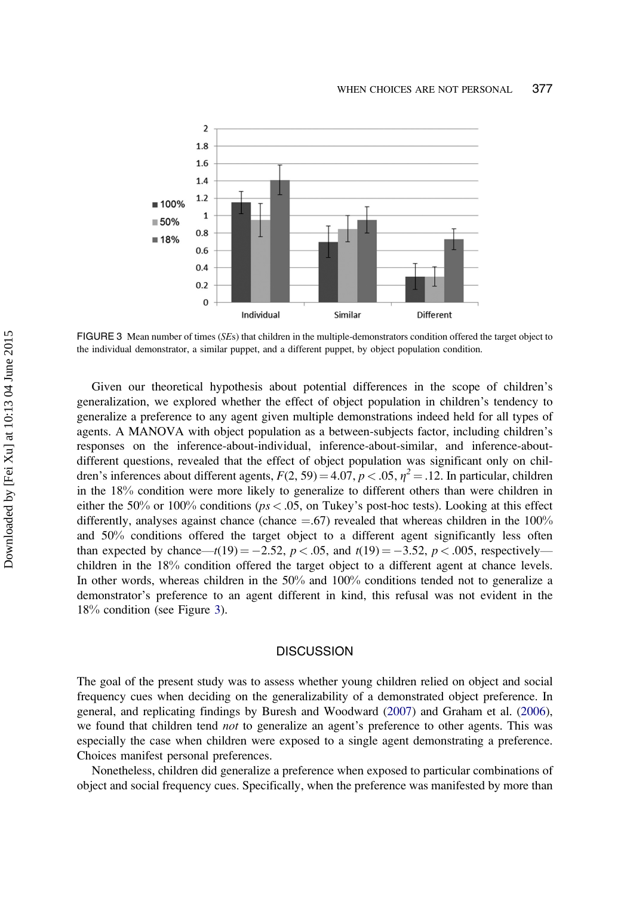FIGURE 3 Mean number of times (*SE*s) that children in the multiple-demonstrators condition offered the target object to the individual demonstrator, a similar puppet, and a different puppet, by object population condition.

Given our theoretical hypothesis about potential differences in the scope of children's generalization, we explored whether the effect of object population in children's tendency to generalize a preference to any agent given multiple demonstrations indeed held for all types of agents. A MANOVA with object population as a between-subjects factor, including children's responses on the inference-about-individual, inference-about-similar, and inference-about-different questions, revealed that the effect of object population was significant only on children's inferences about different agents, $F(2, 59) = 4.07$, $p < .05$, $\eta^2 = .12$. In particular, children in the 18% condition were more likely to generalize to different others than were children in either the 50% or 100% conditions ($ps < .05$, on Tukey's post-hoc tests). Looking at this effect differently, analyses against chance (chance $= .67$) revealed that whereas children in the 100% and 50% conditions offered the target object to a different agent significantly less often than expected by chance—$t(19) = -2.52$, $p < .05$, and $t(19) = -3.52$, $p < .005$, respectively—children in the 18% condition offered the target object to a different agent at chance levels. In other words, whereas children in the 50% and 100% conditions tended not to generalize a demonstrator's preference to an agent different in kind, this refusal was not evident in the 18% condition (see Figure 3).

## DISCUSSION

The goal of the present study was to assess whether young children relied on object and social frequency cues when deciding on the generalizability of a demonstrated object preference. In general, and replicating findings by Buresh and Woodward (2007) and Graham et al. (2006), we found that children tend *not* to generalize an agent's preference to other agents. This was especially the case when children were exposed to a single agent demonstrating a preference. Choices manifest personal preferences.

Nonetheless, children did generalize a preference when exposed to particular combinations of object and social frequency cues. Specifically, when the preference was manifested by more than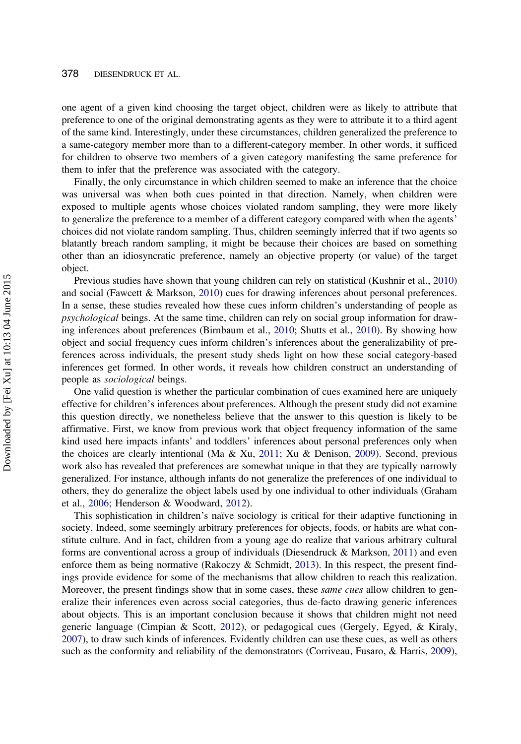one agent of a given kind choosing the target object, children were as likely to attribute that preference to one of the original demonstrating agents as they were to attribute it to a third agent of the same kind. Interestingly, under these circumstances, children generalized the preference to a same-category member more than to a different-category member. In other words, it sufficed for children to observe two members of a given category manifesting the same preference for them to infer that the preference was associated with the category.

Finally, the only circumstance in which children seemed to make an inference that the choice was universal was when both cues pointed in that direction. Namely, when children were exposed to multiple agents whose choices violated random sampling, they were more likely to generalize the preference to a member of a different category compared with when the agents' choices did not violate random sampling. Thus, children seemingly inferred that if two agents so blatantly breach random sampling, it might be because their choices are based on something other than an idiosyncratic preference, namely an objective property (or value) of the target object.

Previous studies have shown that young children can rely on statistical (Kushnir et al., 2010) and social (Fawcett & Markson, 2010) cues for drawing inferences about personal preferences. In a sense, these studies revealed how these cues inform children's understanding of people as *psychological* beings. At the same time, children can rely on social group information for drawing inferences about preferences (Birnbaum et al., 2010; Shutts et al., 2010). By showing how object and social frequency cues inform children's inferences about the generalizability of preferences across individuals, the present study sheds light on how these social category-based inferences get formed. In other words, it reveals how children construct an understanding of people as *sociological* beings.

One valid question is whether the particular combination of cues examined here are uniquely effective for children's inferences about preferences. Although the present study did not examine this question directly, we nonetheless believe that the answer to this question is likely to be affirmative. First, we know from previous work that object frequency information of the same kind used here impacts infants' and toddlers' inferences about personal preferences only when the choices are clearly intentional (Ma & Xu, 2011; Xu & Denison, 2009). Second, previous work also has revealed that preferences are somewhat unique in that they are typically narrowly generalized. For instance, although infants do not generalize the preferences of one individual to others, they do generalize the object labels used by one individual to other individuals (Graham et al., 2006; Henderson & Woodward, 2012).

This sophistication in children's naïve sociology is critical for their adaptive functioning in society. Indeed, some seemingly arbitrary preferences for objects, foods, or habits are what constitute culture. And in fact, children from a young age do realize that various arbitrary cultural forms are conventional across a group of individuals (Diesendruck & Markson, 2011) and even enforce them as being normative (Rakoczy & Schmidt, 2013). In this respect, the present findings provide evidence for some of the mechanisms that allow children to reach this realization. Moreover, the present findings show that in some cases, these *same cues* allow children to generalize their inferences even across social categories, thus de-facto drawing generic inferences about objects. This is an important conclusion because it shows that children might not need generic language (Cimpian & Scott, 2012), or pedagogical cues (Gergely, Egyed, & Kiraly, 2007), to draw such kinds of inferences. Evidently children can use these cues, as well as others such as the conformity and reliability of the demonstrators (Corriveau, Fusaro, & Harris, 2009),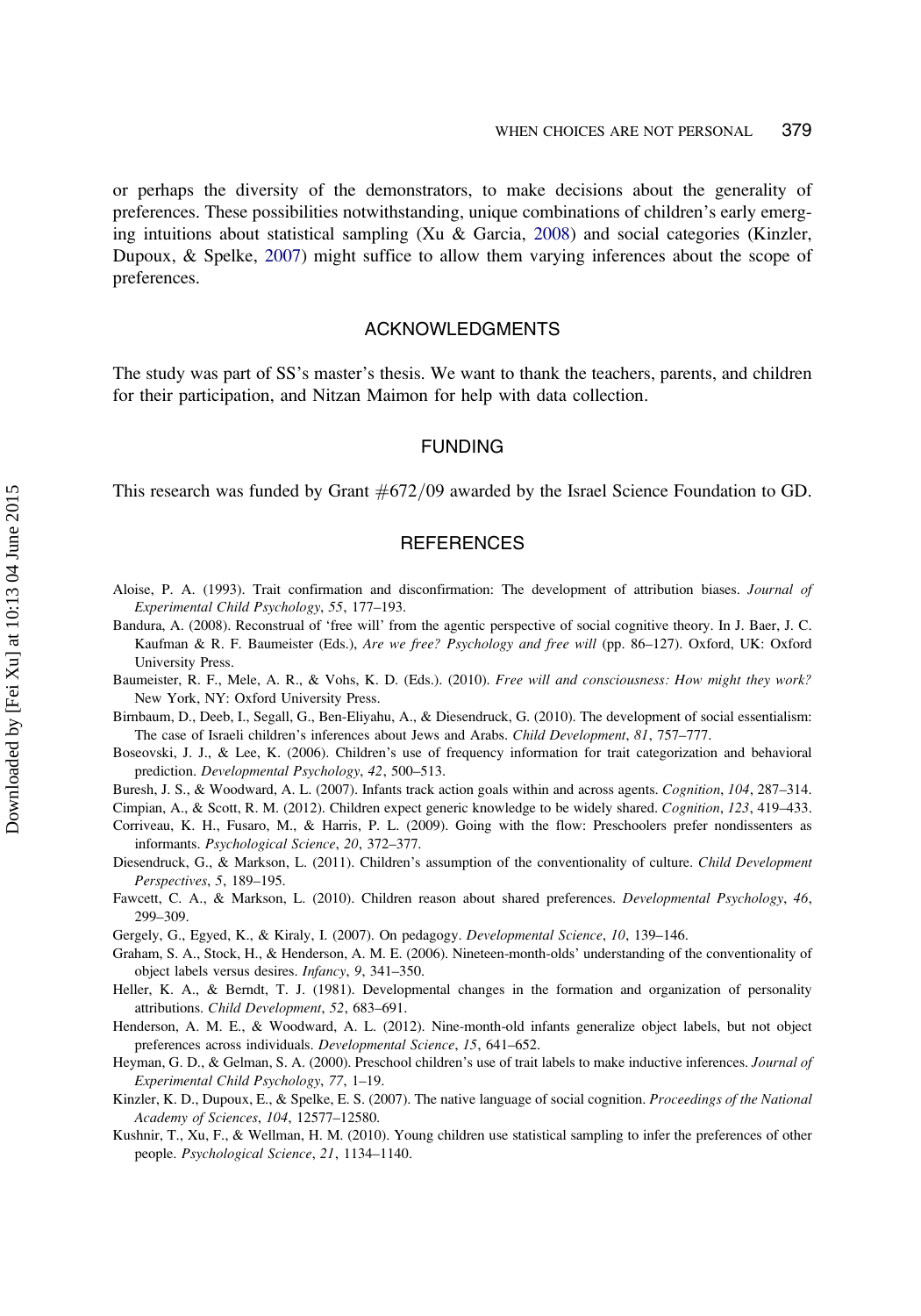or perhaps the diversity of the demonstrators, to make decisions about the generality of preferences. These possibilities notwithstanding, unique combinations of children's early emerging intuitions about statistical sampling (Xu & Garcia, 2008) and social categories (Kinzler, Dupoux, & Spelke, 2007) might suffice to allow them varying inferences about the scope of preferences.

## ACKNOWLEDGMENTS

The study was part of SS's master's thesis. We want to thank the teachers, parents, and children for their participation, and Nitzan Maimon for help with data collection.

## FUNDING

This research was funded by Grant #672/09 awarded by the Israel Science Foundation to GD.

## REFERENCES

Aloise, P. A. (1993). Trait confirmation and disconfirmation: The development of attribution biases. *Journal of Experimental Child Psychology*, *55*, 177–193.

Bandura, A. (2008). Reconstrual of 'free will' from the agentic perspective of social cognitive theory. In J. Baer, J. C. Kaufman & R. F. Baumeister (Eds.), *Are we free? Psychology and free will* (pp. 86–127). Oxford, UK: Oxford University Press.

Baumeister, R. F., Mele, A. R., & Vohs, K. D. (Eds.). (2010). *Free will and consciousness: How might they work?* New York, NY: Oxford University Press.

Birnbaum, D., Deeb, I., Segall, G., Ben-Eliyahu, A., & Diesendruck, G. (2010). The development of social essentialism: The case of Israeli children's inferences about Jews and Arabs. *Child Development*, *81*, 757–777.

Boseovski, J. J., & Lee, K. (2006). Children's use of frequency information for trait categorization and behavioral prediction. *Developmental Psychology*, *42*, 500–513.

Buresh, J. S., & Woodward, A. L. (2007). Infants track action goals within and across agents. *Cognition*, *104*, 287–314.

Cimpian, A., & Scott, R. M. (2012). Children expect generic knowledge to be widely shared. *Cognition*, *123*, 419–433.

Corriveau, K. H., Fusaro, M., & Harris, P. L. (2009). Going with the flow: Preschoolers prefer nondissenters as informants. *Psychological Science*, *20*, 372–377.

Diesendruck, G., & Markson, L. (2011). Children's assumption of the conventionality of culture. *Child Development Perspectives*, *5*, 189–195.

Fawcett, C. A., & Markson, L. (2010). Children reason about shared preferences. *Developmental Psychology*, *46*, 299–309.

Gergely, G., Egyed, K., & Kiraly, I. (2007). On pedagogy. *Developmental Science*, *10*, 139–146.

Graham, S. A., Stock, H., & Henderson, A. M. E. (2006). Nineteen-month-olds' understanding of the conventionality of object labels versus desires. *Infancy*, *9*, 341–350.

Heller, K. A., & Berndt, T. J. (1981). Developmental changes in the formation and organization of personality attributions. *Child Development*, *52*, 683–691.

Henderson, A. M. E., & Woodward, A. L. (2012). Nine-month-old infants generalize object labels, but not object preferences across individuals. *Developmental Science*, *15*, 641–652.

Heyman, G. D., & Gelman, S. A. (2000). Preschool children's use of trait labels to make inductive inferences. *Journal of Experimental Child Psychology*, *77*, 1–19.

Kinzler, K. D., Dupoux, E., & Spelke, E. S. (2007). The native language of social cognition. *Proceedings of the National Academy of Sciences*, *104*, 12577–12580.

Kushnir, T., Xu, F., & Wellman, H. M. (2010). Young children use statistical sampling to infer the preferences of other people. *Psychological Science*, *21*, 1134–1140.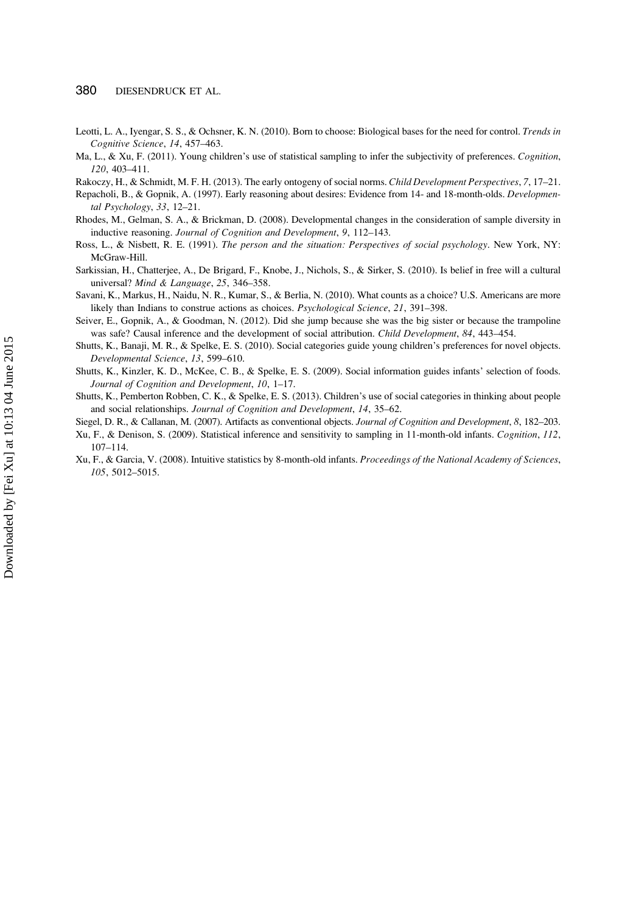Leotti, L. A., Iyengar, S. S., & Ochsner, K. N. (2010). Born to choose: Biological bases for the need for control. *Trends in Cognitive Science*, *14*, 457–463.

Ma, L., & Xu, F. (2011). Young children's use of statistical sampling to infer the subjectivity of preferences. *Cognition*, *120*, 403–411.

Rakoczy, H., & Schmidt, M. F. H. (2013). The early ontogeny of social norms. *Child Development Perspectives*, *7*, 17–21.

Repacholi, B., & Gopnik, A. (1997). Early reasoning about desires: Evidence from 14- and 18-month-olds. *Developmental Psychology*, *33*, 12–21.

Rhodes, M., Gelman, S. A., & Brickman, D. (2008). Developmental changes in the consideration of sample diversity in inductive reasoning. *Journal of Cognition and Development*, *9*, 112–143.

Ross, L., & Nisbett, R. E. (1991). *The person and the situation: Perspectives of social psychology*. New York, NY: McGraw-Hill.

Sarkissian, H., Chatterjee, A., De Brigard, F., Knobe, J., Nichols, S., & Sirker, S. (2010). Is belief in free will a cultural universal? *Mind & Language*, *25*, 346–358.

Savani, K., Markus, H., Naidu, N. R., Kumar, S., & Berlia, N. (2010). What counts as a choice? U.S. Americans are more likely than Indians to construe actions as choices. *Psychological Science*, *21*, 391–398.

Seiver, E., Gopnik, A., & Goodman, N. (2012). Did she jump because she was the big sister or because the trampoline was safe? Causal inference and the development of social attribution. *Child Development*, *84*, 443–454.

Shutts, K., Banaji, M. R., & Spelke, E. S. (2010). Social categories guide young children's preferences for novel objects. *Developmental Science*, *13*, 599–610.

Shutts, K., Kinzler, K. D., McKee, C. B., & Spelke, E. S. (2009). Social information guides infants' selection of foods. *Journal of Cognition and Development*, *10*, 1–17.

Shutts, K., Pemberton Robben, C. K., & Spelke, E. S. (2013). Children's use of social categories in thinking about people and social relationships. *Journal of Cognition and Development*, *14*, 35–62.

Siegel, D. R., & Callanan, M. (2007). Artifacts as conventional objects. *Journal of Cognition and Development*, *8*, 182–203.

Xu, F., & Denison, S. (2009). Statistical inference and sensitivity to sampling in 11-month-old infants. *Cognition*, *112*, 107–114.

Xu, F., & Garcia, V. (2008). Intuitive statistics by 8-month-old infants. *Proceedings of the National Academy of Sciences*, *105*, 5012–5015.